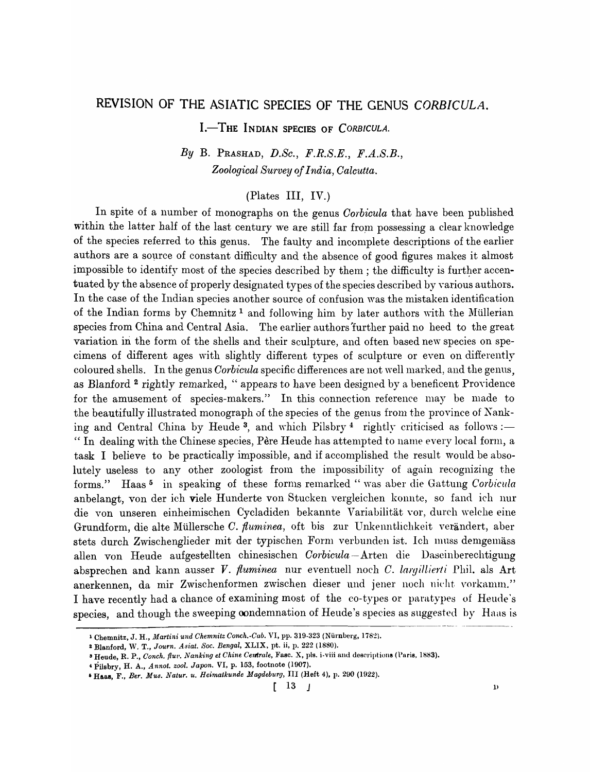# REVISION OF THE ASIATIC SPECIES OF THE GENUS *CORBICULA*.

## I.—THE INDIAN SPECIES OF *CORBICULA*.

*By* B. PRASHAD, *D.Sc., F.R.S.E., F.A.S.B.,*
*Zoological Survey of India, Calcutta.*

(Plates III, IV.)

In spite of a number of monographs on the genus *Corbicula* that have been published within the latter half of the last century we are still far from possessing a clear knowledge of the species referred to this genus. The faulty and incomplete descriptions of the earlier authors are a source of constant difficulty and the absence of good figures makes it almost impossible to identify most of the species described by them ; the difficulty is further accentuated by the absence of properly designated types of the species described by various authors. In the case of the Indian species another source of confusion was the mistaken identification of the Indian forms by Chemnitz [1] and following him by later authors with the Müllerian species from China and Central Asia. The earlier authors further paid no heed to the great variation in the form of the shells and their sculpture, and often based new species on specimens of different ages with slightly different types of sculpture or even on differently coloured shells. In the genus *Corbicula* specific differences are not well marked, and the genus, as Blanford [2] rightly remarked, " appears to have been designed by a beneficent Providence for the amusement of species-makers." In this connection reference may be made to the beautifully illustrated monograph of the species of the genus from the province of Nanking and Central China by Heude [3], and which Pilsbry [4] rightly criticised as follows :— " In dealing with the Chinese species, Père Heude has attempted to name every local form, a task I believe to be practically impossible, and if accomplished the result would be absolutely useless to any other zoologist from the impossibility of again recognizing the forms." Haas [5] in speaking of these forms remarked " was aber die Gattung *Corbicula* anbelangt, von der ich viele Hunderte von Stucken vergleichen konnte, so fand ich nur die von unseren einheimischen Cycladiden bekannte Variabilität vor, durch welche eine Grundform, die alte Müllersche *C. fluminea*, oft bis zur Unkenntlichkeit verändert, aber stets durch Zwischenglieder mit der typischen Form verbunden ist. Ich muss demgemäss allen von Heude aufgestellten chinesischen *Corbicula*—Arten die Daseinberechtigung absprechen and kann ausser *V. fluminea* nur eventuell noch *C. largillierti* Phil. als Art anerkennen, da mir Zwischenformen zwischen dieser und jener noch nicht vorkamm." I have recently had a chance of examining most of the co-types or paratypes of Heude's species, and though the sweeping condemnation of Heude's species as suggested by Haas is

---

[1] Chemnitz, J. H., *Martini und Chemnitz Conch.-Cab.* VI, pp. 319-323 (Nürnberg, 1782).

[2] Blanford, W. T., *Journ. Asiat. Soc. Bengal*, XLIX, pt. ii, p. 222 (1880).

[3] Heude, R. P., *Conch. fluv. Nanking et Chine Centrale*, Fasc. X, pls. i-viii and descriptions (Paris, 1883).

[4] Pilsbry, H. A., *Annot. zool. Japon.* VI, p. 153, footnote (1907).

[5] Haas, F., *Ber. Mus. Natur. u. Heimatkunde Magdeburg*, III (Heft 4), p. 290 (1922).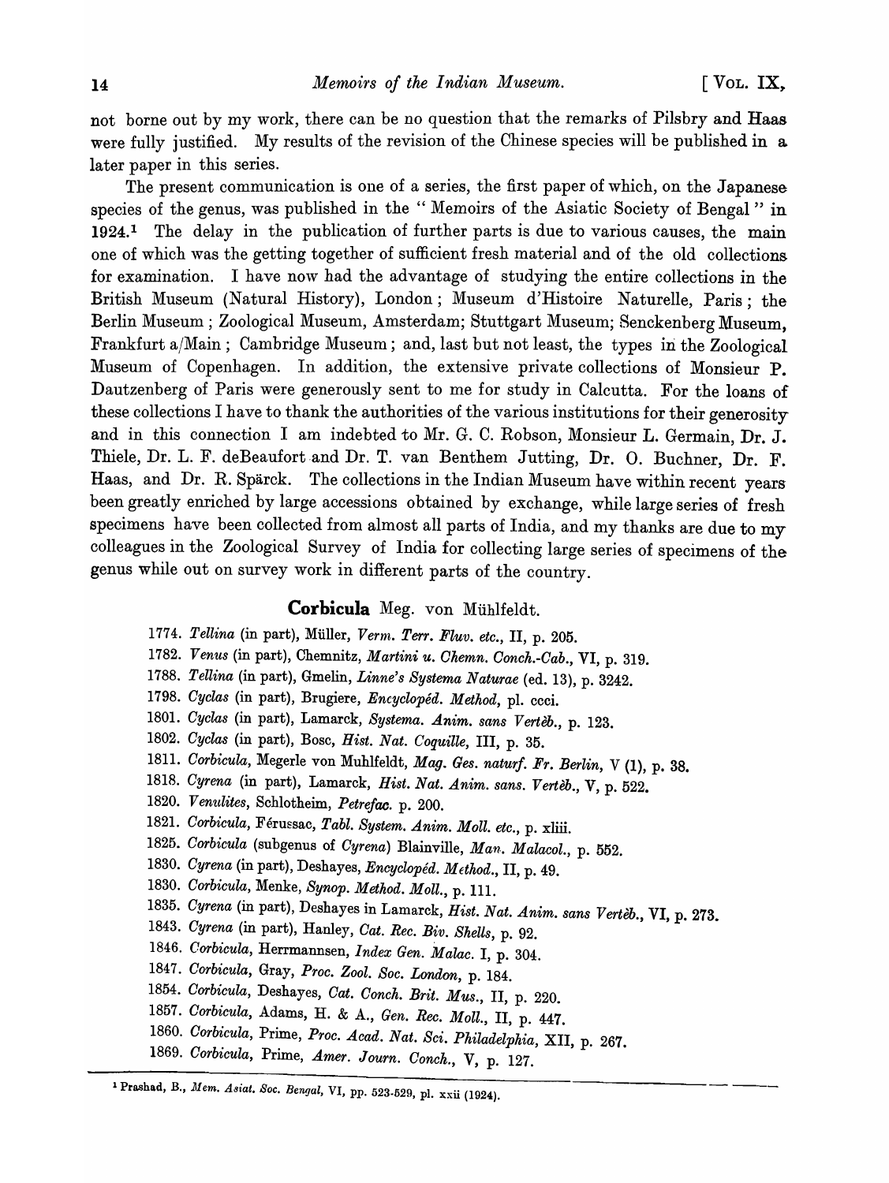not borne out by my work, there can be no question that the remarks of Pilsbry and Haas were fully justified. My results of the revision of the Chinese species will be published in a later paper in this series.

The present communication is one of a series, the first paper of which, on the Japanese species of the genus, was published in the " Memoirs of the Asiatic Society of Bengal " in 1924.[1] The delay in the publication of further parts is due to various causes, the main one of which was the getting together of sufficient fresh material and of the old collections for examination. I have now had the advantage of studying the entire collections in the British Museum (Natural History), London; Museum d'Histoire Naturelle, Paris; the Berlin Museum; Zoological Museum, Amsterdam; Stuttgart Museum; Senckenberg Museum, Frankfurt a/Main; Cambridge Museum; and, last but not least, the types in the Zoological Museum of Copenhagen. In addition, the extensive private collections of Monsieur P. Dautzenberg of Paris were generously sent to me for study in Calcutta. For the loans of these collections I have to thank the authorities of the various institutions for their generosity and in this connection I am indebted to Mr. G. C. Robson, Monsieur L. Germain, Dr. J. Thiele, Dr. L. F. deBeaufort and Dr. T. van Benthem Jutting, Dr. O. Buchner, Dr. F. Haas, and Dr. R. Spärck. The collections in the Indian Museum have within recent years been greatly enriched by large accessions obtained by exchange, while large series of fresh specimens have been collected from almost all parts of India, and my thanks are due to my colleagues in the Zoological Survey of India for collecting large series of specimens of the genus while out on survey work in different parts of the country.

## **Corbicula** Meg. von Mühlfeldt.

1774. *Tellina* (in part), Müller, *Verm. Terr. Fluv. etc.*, II, p. 205.
1782. *Venus* (in part), Chemnitz, *Martini u. Chemn. Conch.-Cab.*, VI, p. 319.
1788. *Tellina* (in part), Gmelin, *Linne's Systema Naturae* (ed. 13), p. 3242.
1798. *Cyclas* (in part), Brugiere, *Encycloped. Method*, pl. ccci.
1801. *Cyclas* (in part), Lamarck, *Systema. Anim. sans Vertèb.*, p. 123.
1802. *Cyclas* (in part), Bosc, *Hist. Nat. Coquille*, III, p. 35.
1811. *Corbicula*, Megerle von Muhlfeldt, *Mag. Ges. naturf. Fr. Berlin*, V (1), p. 38.
1818. *Cyrena* (in part), Lamarck, *Hist. Nat. Anim. sans. Vertèb.*, V, p. 522.
1820. *Venulites*, Schlotheim, *Petrefac.* p. 200.
1821. *Corbicula*, Férussac, *Tabl. System. Anim. Moll. etc.*, p. xliii.
1825. *Corbicula* (subgenus of *Cyrena*) Blainville, *Man. Malacol.*, p. 552.
1830. *Cyrena* (in part), Deshayes, *Encycloped. Method.*, II, p. 49.
1830. *Corbicula*, Menke, *Synop. Method. Moll.*, p. 111.
1835. *Cyrena* (in part), Deshayes in Lamarck, *Hist. Nat. Anim. sans Vertèb.*, VI, p. 273.
1843. *Cyrena* (in part), Hanley, *Cat. Rec. Biv. Shells*, p. 92.
1846. *Corbicula*, Herrmannsen, *Index Gen. Malac.* I, p. 304.
1847. *Corbicula*, Gray, *Proc. Zool. Soc. London*, p. 184.
1854. *Corbicula*, Deshayes, *Cat. Conch. Brit. Mus.*, II, p. 220.
1857. *Corbicula*, Adams, H. & A., *Gen. Rec. Moll.*, II, p. 447.
1860. *Corbicula*, Prime, *Proc. Acad. Nat. Sci. Philadelphia*, XII, p. 267.
1869. *Corbicula*, Prime, *Amer. Journ. Conch.*, V, p. 127.

[1] Prashad, B., *Mem. Asiat. Soc. Bengal*, VI, pp. 523-529, pl. xxii (1924).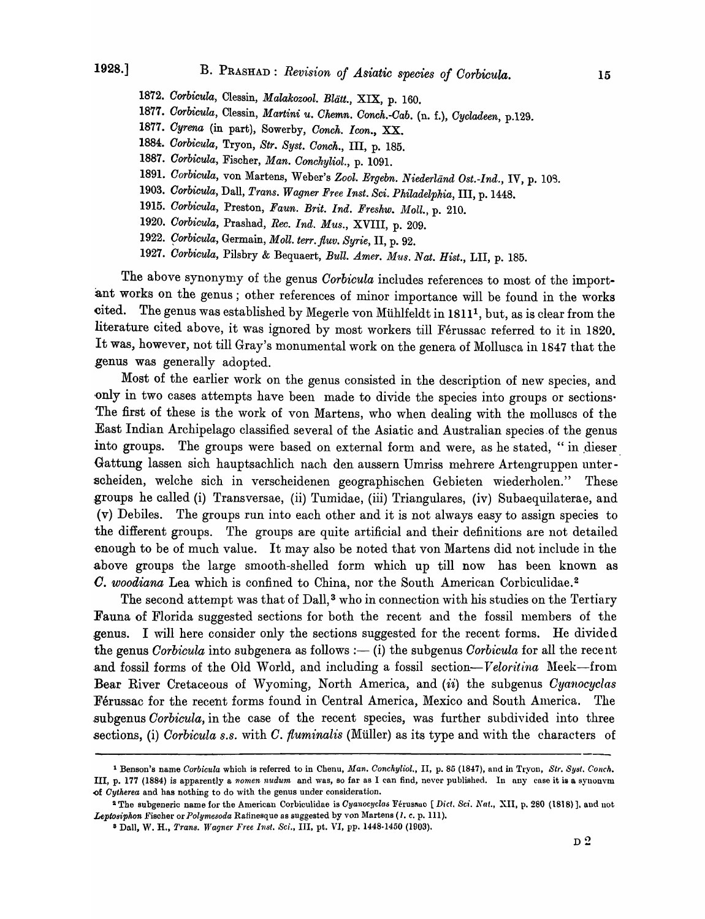1872. *Corbicula*, Clessin, *Malakozool. Blätt.*, XIX, p. 160.
1877. *Corbicula*, Clessin, *Martini u. Chemn. Conch.-Cab.* (n. f.), *Cycladeen*, p.129.
1877. *Cyrena* (in part), Sowerby, *Conch. Icon.*, XX.
1884. *Corbicula*, Tryon, *Str. Syst. Conch.*, III, p. 185.
1887. *Corbicula*, Fischer, *Man. Conchyliol.*, p. 1091.
1891. *Corbicula*, von Martens, Weber's *Zool. Ergebn. Niederländ Ost.-Ind.*, IV, p. 108.
1903. *Corbicula*, Dall, *Trans. Wagner Free Inst. Sci. Philadelphia*, III, p. 1448.
1915. *Corbicula*, Preston, *Faun. Brit. Ind. Freshw. Moll.*, p. 210.
1920. *Corbicula*, Prashad, *Rec. Ind. Mus.*, XVIII, p. 209.
1922. *Corbicula*, Germain, *Moll. terr. fluv. Syrie*, II, p. 92.
1927. *Corbicula*, Pilsbry & Bequaert, *Bull. Amer. Mus. Nat. Hist.*, LII, p. 185.

The above synonymy of the genus *Corbicula* includes references to most of the important works on the genus; other references of minor importance will be found in the works cited. The genus was established by Megerle von Mühlfeldt in 1811[1], but, as is clear from the literature cited above, it was ignored by most workers till Férussac referred to it in 1820. It was, however, not till Gray's monumental work on the genera of Mollusca in 1847 that the genus was generally adopted.

Most of the earlier work on the genus consisted in the description of new species, and only in two cases attempts have been made to divide the species into groups or sections. The first of these is the work of von Martens, who when dealing with the molluscs of the East Indian Archipelago classified several of the Asiatic and Australian species of the genus into groups. The groups were based on external form and were, as he stated, " in dieser Gattung lassen sich hauptsachlich nach den aussern Umriss mehrere Artengruppen unterscheiden, welche sich in verscheidenen geographischen Gebieten wiederholen." These groups he called (i) Transversae, (ii) Tumidae, (iii) Triangulares, (iv) Subaequilaterae, and (v) Debiles. The groups run into each other and it is not always easy to assign species to the different groups. The groups are quite artificial and their definitions are not detailed enough to be of much value. It may also be noted that von Martens did not include in the above groups the large smooth-shelled form which up till now has been known as *C. woodiana* Lea which is confined to China, nor the South American Corbiculidae.[2]

The second attempt was that of Dall,[3] who in connection with his studies on the Tertiary Fauna of Florida suggested sections for both the recent and the fossil members of the genus. I will here consider only the sections suggested for the recent forms. He divided the genus *Corbicula* into subgenera as follows :— (i) the subgenus *Corbicula* for all the recent and fossil forms of the Old World, and including a fossil section—*Veloritina* Meek—from Bear River Cretaceous of Wyoming, North America, and (*ii*) the subgenus *Cyanocyclas* Férussac for the recent forms found in Central America, Mexico and South America. The subgenus *Corbicula*, in the case of the recent species, was further subdivided into three sections, (i) *Corbicula s.s.* with *C. fluminalis* (Müller) as its type and with the characters of

---

[1] Benson's name *Corbicula* which is referred to in Chenu, *Man. Conchyliol.*, II, p. 85 (1847), and in Tryon, *Str. Syst. Conch.* III, p. 177 (1884) is apparently a *nomen nudum* and was, so far as I can find, never published. In any case it is a synonym of *Cytherea* and has nothing to do with the genus under consideration.

[2] The subgeneric name for the American Corbiculidae is *Cyanocyclas* Férussac [*Dict. Sci. Nat.*, XII, p. 280 (1818)], and not *Leptosiphon* Fischer or *Polymesoda* Rafinesque as suggested by von Martens (*l. c.* p. 111).

[3] Dall, W. H., *Trans. Wagner Free Inst. Sci.*, III, pt. VI, pp. 1448-1450 (1903).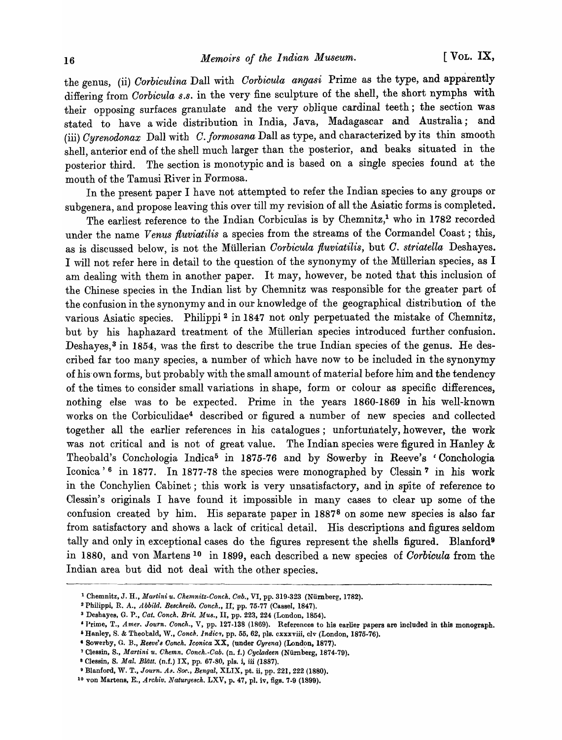the genus, (ii) *Corbiculina* Dall with *Corbicula angasi* Prime as the type, and apparently differing from *Corbicula s.s.* in the very fine sculpture of the shell, the short nymphs with their opposing surfaces granulate and the very oblique cardinal teeth; the section was stated to have a wide distribution in India, Java, Madagascar and Australia; and (iii) *Cyrenodonax* Dall with *C. formosana* Dall as type, and characterized by its thin smooth shell, anterior end of the shell much larger than the posterior, and beaks situated in the posterior third. The section is monotypic and is based on a single species found at the mouth of the Tamusi River in Formosa.

In the present paper I have not attempted to refer the Indian species to any groups or subgenera, and propose leaving this over till my revision of all the Asiatic forms is completed.

The earliest reference to the Indian Corbiculas is by Chemnitz,[1] who in 1782 recorded under the name *Venus fluviatilis* a species from the streams of the Cormandel Coast; this, as is discussed below, is not the Müllerian *Corbicula fluviatilis*, but *C. striatella* Deshayes. I will not refer here in detail to the question of the synonymy of the Müllerian species, as I am dealing with them in another paper. It may, however, be noted that this inclusion of the Chinese species in the Indian list by Chemnitz was responsible for the greater part of the confusion in the synonymy and in our knowledge of the geographical distribution of the various Asiatic species. Philippi [2] in 1847 not only perpetuated the mistake of Chemnitz, but by his haphazard treatment of the Müllerian species introduced further confusion. Deshayes,[3] in 1854, was the first to describe the true Indian species of the genus. He described far too many species, a number of which have now to be included in the synonymy of his own forms, but probably with the small amount of material before him and the tendency of the times to consider small variations in shape, form or colour as specific differences, nothing else was to be expected. Prime in the years 1860-1869 in his well-known works on the Corbiculidae[4] described or figured a number of new species and collected together all the earlier references in his catalogues; unfortunately, however, the work was not critical and is not of great value. The Indian species were figured in Hanley & Theobald's Conchologia Indica[5] in 1875-76 and by Sowerby in Reeve's 'Conchologia Iconica' [6] in 1877. In 1877-78 the species were monographed by Clessin [7] in his work in the Conchylien Cabinet; this work is very unsatisfactory, and in spite of reference to Clessin's originals I have found it impossible in many cases to clear up some of the confusion created by him. His separate paper in 1887[8] on some new species is also far from satisfactory and shows a lack of critical detail. His descriptions and figures seldom tally and only in exceptional cases do the figures represent the shells figured. Blanford[9] in 1880, and von Martens [10] in 1899, each described a new species of *Corbicula* from the Indian area but did not deal with the other species.

---

[1] Chemnitz, J. H., *Martini u. Chemnitz-Conch. Cab.*, VI, pp. 319-323 (Nürnberg, 1782).

[2] Philippi, R. A., *Abbild. Beschreib. Conch.*, II, pp. 75-77 (Cassel, 1847).

[3] Deshayes, G. P., *Cat. Conch. Brit. Mus.*, II, pp. 223, 224 (London, 1854).

[4] Prime, T., *Amer. Journ. Conch.*, V, pp. 127-138 (1869). References to his earlier papers are included in this monograph.

[5] Hanley, S. & Theobald, W., *Conch. Indica*, pp. 55, 62, pls. cxxxviii, clv (London, 1875-76).

[6] Sowerby, G. B., *Reeve's Conch. Iconica* XX, (under *Cyrena*) (London, 1877).

[7] Clessin, S., *Martini u. Chemn. Conch.-Cab.* (n. f.) *Cycladeen* (Nürnberg, 1874-79).

[8] Clessin, S. *Mal. Blätt.* (n.f.) IX, pp. 67-80, pls. i, iii (1887).

[9] Blanford, W. T., *Journ. As. Soc., Bengal*, XLIX, pt. ii, pp. 221, 222 (1880).

[10] von Martens, E., *Archiv. Naturgesch.* LXV, p. 47, pl. iv, figs. 7-9 (1899).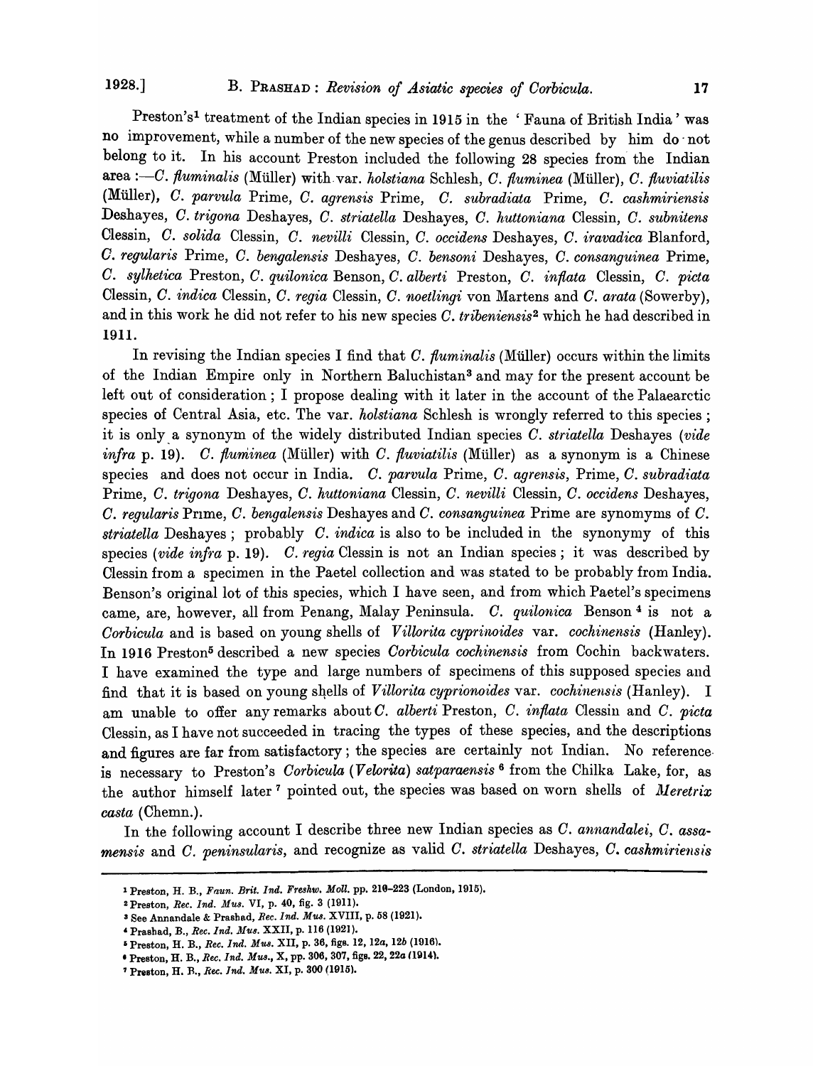Preston's[1] treatment of the Indian species in 1915 in the 'Fauna of British India' was no improvement, while a number of the new species of the genus described by him do not belong to it. In his account Preston included the following 28 species from the Indian area :—*C. fluminalis* (Müller) with var. *holstiana* Schlesh, *C. fluminea* (Müller), *C. fluviatilis* (Müller), *C. parvula* Prime, *C. agrensis* Prime, *C. subradiata* Prime, *C. cashmiriensis* Deshayes, *C. trigona* Deshayes, *C. striatella* Deshayes, *C. huttoniana* Clessin, *C. subnitens* Clessin, *C. solida* Clessin, *C. nevilli* Clessin, *C. occidens* Deshayes, *C. iravadica* Blanford, *C. regularis* Prime, *C. bengalensis* Deshayes, *C. bensoni* Deshayes, *C. consanguinea* Prime, *C. sylhetica* Preston, *C. quilonica* Benson, *C. alberti* Preston, *C. inflata* Clessin, *C. picta* Clessin, *C. indica* Clessin, *C. regia* Clessin, *C. noetlingi* von Martens and *C. arata* (Sowerby), and in this work he did not refer to his new species *C. tribeniensis*[2] which he had described in 1911.

In revising the Indian species I find that *C. fluminalis* (Müller) occurs within the limits of the Indian Empire only in Northern Baluchistan[3] and may for the present account be left out of consideration ; I propose dealing with it later in the account of the Palaearctic species of Central Asia, etc. The var. *holstiana* Schlesh is wrongly referred to this species ; it is only a synonym of the widely distributed Indian species *C. striatella* Deshayes (*vide infra* p. 19). *C. fluminea* (Müller) with *C. fluviatilis* (Müller) as a synonym is a Chinese species and does not occur in India. *C. parvula* Prime, *C. agrensis*, Prime, *C. subradiata* Prime, *C. trigona* Deshayes, *C. huttoniana* Clessin, *C. nevilli* Clessin, *C. occidens* Deshayes, *C. regularis* Prime, *C. bengalensis* Deshayes and *C. consanguinea* Prime are synomyms of *C. striatella* Deshayes ; probably *C. indica* is also to be included in the synonymy of this species (*vide infra* p. 19). *C. regia* Clessin is not an Indian species ; it was described by Clessin from a specimen in the Paetel collection and was stated to be probably from India. Benson's original lot of this species, which I have seen, and from which Paetel's specimens came, are, however, all from Penang, Malay Peninsula. *C. quilonica* Benson[4] is not a *Corbicula* and is based on young shells of *Villorita cyprinoides* var. *cochinensis* (Hanley). In 1916 Preston[5] described a new species *Corbicula cochinensis* from Cochin backwaters. I have examined the type and large numbers of specimens of this supposed species and find that it is based on young shells of *Villorita cyprionoides* var. *cochinensis* (Hanley). I am unable to offer any remarks about *C. alberti* Preston, *C. inflata* Clessin and *C. picta* Clessin, as I have not succeeded in tracing the types of these species, and the descriptions and figures are far from satisfactory ; the species are certainly not Indian. No reference is necessary to Preston's *Corbicula* (*Velorita*) *satparaensis*[6] from the Chilka Lake, for, as the author himself later[7] pointed out, the species was based on worn shells of *Meretrix casta* (Chemn.).

In the following account I describe three new Indian species as *C. annandalei*, *C. assamensis* and *C. peninsularis*, and recognize as valid *C. striatella* Deshayes, *C. cashmiriensis*

---

[1] Preston, H. B., *Faun. Brit. Ind. Freshw. Moll.* pp. 210–223 (London, 1915).

[2] Preston, *Rec. Ind. Mus.* VI, p. 40, fig. 3 (1911).

[3] See Annandale & Prashad, *Rec. Ind. Mus.* XVIII, p. 58 (1921).

[4] Prashad, B., *Rec. Ind. Mus.* XXII, p. 116 (1921).

[5] Preston, H. B., *Rec. Ind. Mus.* XII, p. 36, figs. 12, 12*a*, 12*b* (1916).

[6] Preston, H. B., *Rec. Ind. Mus.*, X, pp. 306, 307, figs. 22, 22*a* (1914).

[7] Preston, H. B., *Rec. Ind. Mus.* XI, p. 300 (1915).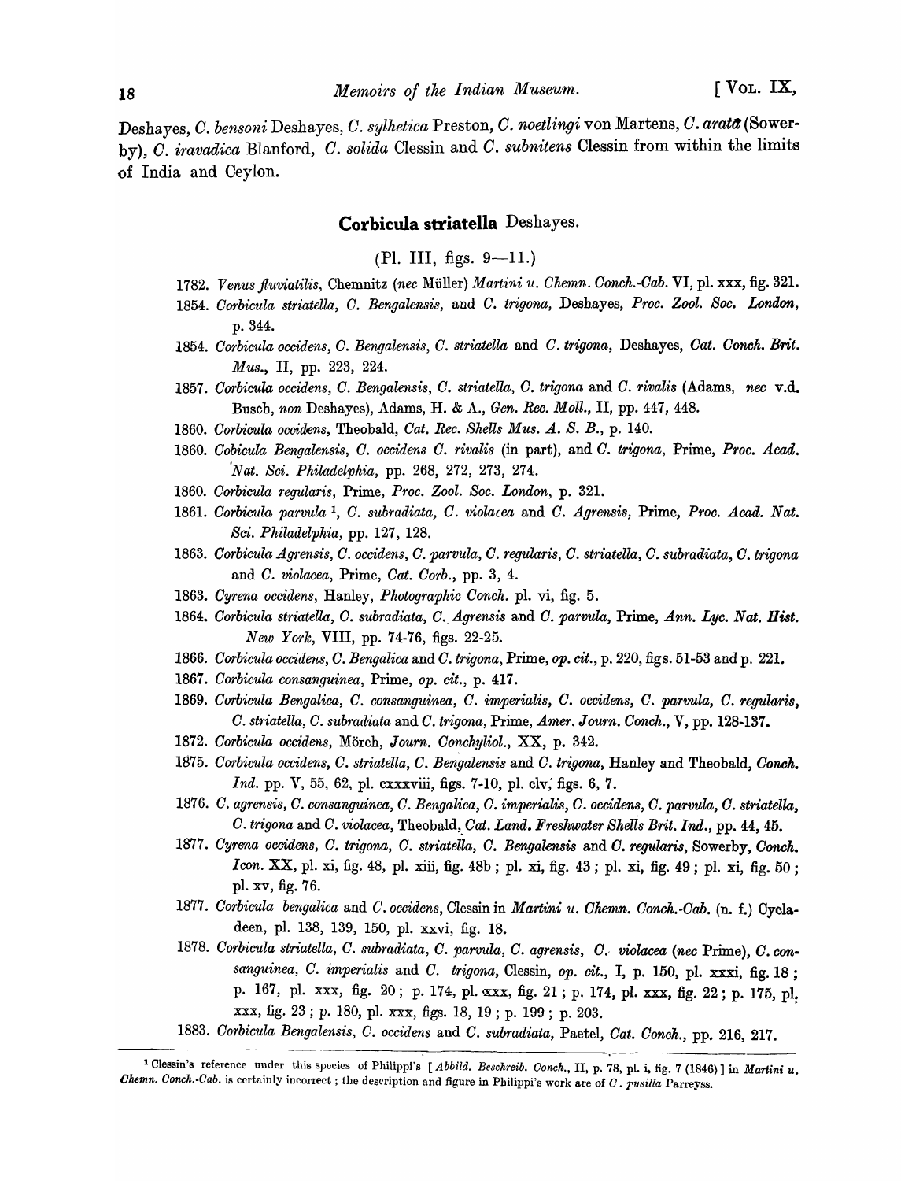Deshayes, *C. bensoni* Deshayes, *C. sylhetica* Preston, *C. noetlingi* von Martens, *C. arata* (Sowerby), *C. iravadica* Blanford, *C. solida* Clessin and *C. subnitens* Clessin from within the limits of India and Ceylon.

## Corbicula striatella Deshayes.

(Pl. III, figs. 9—11.)

1782. *Venus fluviatilis*, Chemnitz (*nec* Müller) *Martini u. Chemn. Conch.-Cab.* VI, pl. xxx, fig. 321.

1854. *Corbicula striatella, C. Bengalensis*, and *C. trigona*, Deshayes, *Proc. Zool. Soc. London*, p. 344.

1854. *Corbicula occidens, C. Bengalensis, C. striatella* and *C. trigona*, Deshayes, *Cat. Conch. Brit. Mus.*, II, pp. 223, 224.

1857. *Corbicula occidens, C. Bengalensis, C. striatella, C. trigona* and *C. rivalis* (Adams, *nec* v.d. Busch, *non* Deshayes), Adams, H. & A., *Gen. Rec. Moll.*, II, pp. 447, 448.

1860. *Corbicula occidens*, Theobald, *Cat. Rec. Shells Mus. A. S. B.*, p. 140.

1860. *Cobicula Bengalensis, C. occidens C. rivalis* (in part), and *C. trigona*, Prime, *Proc. Acad. Nat. Sci. Philadelphia*, pp. 268, 272, 273, 274.

1860. *Corbicula regularis*, Prime, *Proc. Zool. Soc. London*, p. 321.

1861. *Corbicula parvula* [1], *C. subradiata, C. violacea* and *C. Agrensis*, Prime, *Proc. Acad. Nat. Sci. Philadelphia*, pp. 127, 128.

1863. *Corbicula Agrensis, C. occidens, C. parvula, C. regularis, C. striatella, C. subradiata, C. trigona* and *C. violacea*, Prime, *Cat. Corb.*, pp. 3, 4.

1863. *Cyrena occidens*, Hanley, *Photographic Conch.* pl. vi, fig. 5.

1864. *Corbicula striatella, C. subradiata, C. Agrensis* and *C. parvula*, Prime, *Ann. Lyc. Nat. Hist. New York*, VIII, pp. 74-76, figs. 22-25.

1866. *Corbicula occidens, C. Bengalica* and *C. trigona*, Prime, *op. cit.*, p. 220, figs. 51-53 and p. 221.

1867. *Corbicula consanguinea*, Prime, *op. cit.*, p. 417.

1869. *Corbicula Bengalica, C. consanguinea, C. imperialis, C. occidens, C. parvula, C. regularis, C. striatella, C. subradiata* and *C. trigona*, Prime, *Amer. Journ. Conch.*, V, pp. 128-137.

1872. *Corbicula occidens*, Mörch, *Journ. Conchyliol.*, XX, p. 342.

1875. *Corbicula occidens, C. striatella, C. Bengalensis* and *C. trigona*, Hanley and Theobald, *Conch. Ind.* pp. V, 55, 62, pl. cxxxviii, figs. 7-10, pl. clv, figs. 6, 7.

1876. *C. agrensis, C. consanguinea, C. Bengalica, C. imperialis, C. occidens, C. parvula, C. striatella, C. trigona* and *C. violacea*, Theobald, *Cat. Land. Freshwater Shells Brit. Ind.*, pp. 44, 45.

1877. *Cyrena occidens, C. trigona, C. striatella, C. Bengalensis* and *C. regularis*, Sowerby, *Conch. Icon.* XX, pl. xi, fig. 48, pl. xiii, fig. 48b; pl. xi, fig. 43; pl. xi, fig. 49; pl. xi, fig. 50; pl. xv, fig. 76.

1877. *Corbicula bengalica* and *C. occidens*, Clessin in *Martini u. Chemn. Conch.-Cab.* (n. f.) Cycladeen, pl. 138, 139, 150, pl. xxvi, fig. 18.

1878. *Corbicula striatella, C. subradiata, C. parvula, C. agrensis, C. violacea* (*nec* Prime), *C. consanguinea, C. imperialis* and *C. trigona*, Clessin, *op. cit.*, I, p. 150, pl. xxxi, fig. 18; p. 167, pl. xxx, fig. 20; p. 174, pl. xxx, fig. 21; p. 174, pl. xxx, fig. 22; p. 175, pl. xxx, fig. 23; p. 180, pl. xxx, figs. 18, 19; p. 199; p. 203.

1883. *Corbicula Bengalensis, C. occidens* and *C. subradiata*, Paetel, *Cat. Conch.*, pp. 216, 217.

---

[1] Clessin's reference under this species of Philippi's [*Abbild. Beschreib. Conch.*, II, p. 78, pl. i, fig. 7 (1846)] in *Martini u. Chemn. Conch.-Cab.* is certainly incorrect; the description and figure in Philippi's work are of *C. pusilla* Parreyss.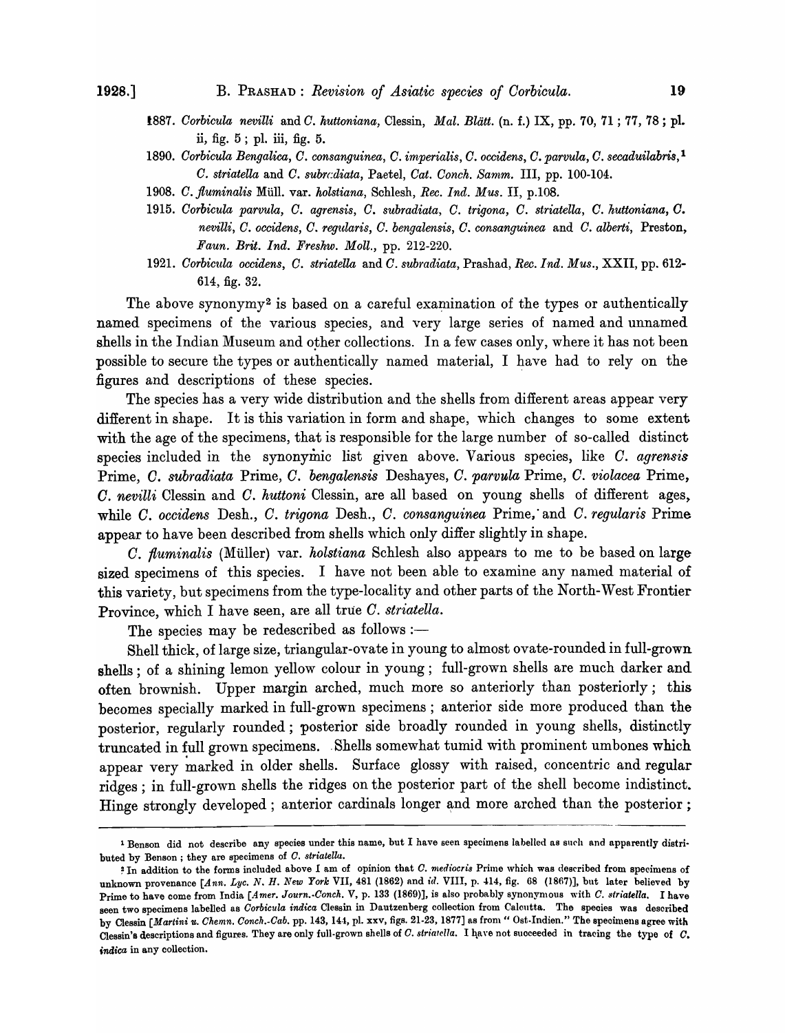1887. *Corbicula nevilli* and *C. huttoniana*, Clessin, *Mal. Blätt.* (n. f.) IX, pp. 70, 71; 77, 78; pl. ii, fig. 5; pl. iii, fig. 5.

1890. *Corbicula Bengalica*, *C. consanguinea*, *C. imperialis*, *C. occidens*, *C. parvula*, *C. secaduilabris*,[1] *C. striatella* and *C. subradiata*, Paetel, *Cat. Conch. Samm.* III, pp. 100-104.

1908. *C. fluminalis* Müll. var. *holstiana*, Schlesh, *Rec. Ind. Mus.* II, p.108.

1915. *Corbicula parvula*, *C. agrensis*, *C. subradiata*, *C. trigona*, *C. striatella*, *C. huttoniana*, *C. nevilli*, *C. occidens*, *C. regularis*, *C. bengalensis*, *C. consanguinea* and *C. alberti*, Preston, *Faun. Brit. Ind. Freshw. Moll.*, pp. 212-220.

1921. *Corbicula occidens*, *C. striatella* and *C. subradiata*, Prashad, *Rec. Ind. Mus.*, XXII, pp. 612-614, fig. 32.

The above synonymy[2] is based on a careful examination of the types or authentically named specimens of the various species, and very large series of named and unnamed shells in the Indian Museum and other collections. In a few cases only, where it has not been possible to secure the types or authentically named material, I have had to rely on the figures and descriptions of these species.

The species has a very wide distribution and the shells from different areas appear very different in shape. It is this variation in form and shape, which changes to some extent with the age of the specimens, that is responsible for the large number of so-called distinct species included in the synonymic list given above. Various species, like *C. agrensis* Prime, *C. subradiata* Prime, *C. bengalensis* Deshayes, *C. parvula* Prime, *C. violacea* Prime, *C. nevilli* Clessin and *C. huttoni* Clessin, are all based on young shells of different ages, while *C. occidens* Desh., *C. trigona* Desh., *C. consanguinea* Prime, and *C. regularis* Prime appear to have been described from shells which only differ slightly in shape.

*C. fluminalis* (Müller) var. *holstiana* Schlesh also appears to me to be based on large sized specimens of this species. I have not been able to examine any named material of this variety, but specimens from the type-locality and other parts of the North-West Frontier Province, which I have seen, are all true *C. striatella*.

The species may be redescribed as follows :—

Shell thick, of large size, triangular-ovate in young to almost ovate-rounded in full-grown shells; of a shining lemon yellow colour in young; full-grown shells are much darker and often brownish. Upper margin arched, much more so anteriorly than posteriorly; this becomes specially marked in full-grown specimens; anterior side more produced than the posterior, regularly rounded; posterior side broadly rounded in young shells, distinctly truncated in full grown specimens. Shells somewhat tumid with prominent umbones which appear very marked in older shells. Surface glossy with raised, concentric and regular ridges; in full-grown shells the ridges on the posterior part of the shell become indistinct. Hinge strongly developed; anterior cardinals longer and more arched than the posterior;

---

[1] Benson did not describe any species under this name, but I have seen specimens labelled as such and apparently distributed by Benson; they are specimens of *C. striatella*.

[2] In addition to the forms included above I am of opinion that *C. mediocris* Prime which was described from specimens of unknown provenance [*Ann. Lyc. N. H. New York* VII, 481 (1862) and *id.* VIII, p. 414, fig. 68 (1867)], but later believed by Prime to have come from India [*Amer. Journ.-Conch.* V, p. 133 (1869)], is also probably synonymous with *C. striatella*. I have seen two specimens labelled as *Corbicula indica* Clessin in Dautzenberg collection from Calcutta. The species was described by Clessin [*Martini u. Chemn. Conch.-Cab.* pp. 143, 144, pl. xxv, figs. 21-23, 1877] as from "Ost-Indien." The specimens agree with Clessin's descriptions and figures. They are only full-grown shells of *C. striatella*. I have not succeeded in tracing the type of *C. indica* in any collection.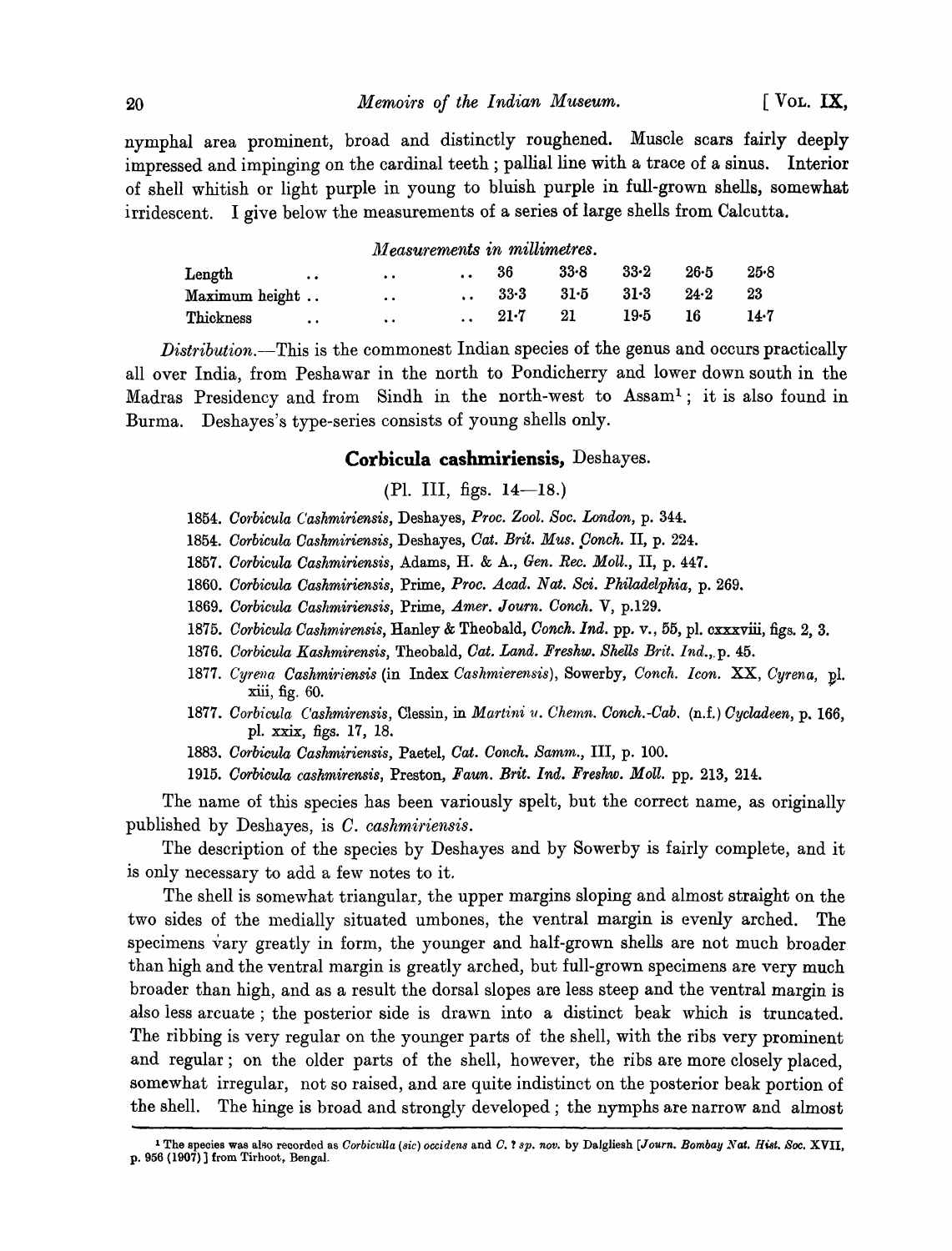nymphal area prominent, broad and distinctly roughened. Muscle scars fairly deeply impressed and impinging on the cardinal teeth; pallial line with a trace of a sinus. Interior of shell whitish or light purple in young to bluish purple in full-grown shells, somewhat irridescent. I give below the measurements of a series of large shells from Calcutta.

*Measurements in millimetres.*

| | | | | | |
|---|---|---|---|---|---|
| Length | 36 | 33·8 | 33·2 | 26·5 | 25·8 |
| Maximum height | 33·3 | 31·5 | 31·3 | 24·2 | 23 |
| Thickness | 21·7 | 21 | 19·5 | 16 | 14·7 |

*Distribution*.—This is the commonest Indian species of the genus and occurs practically all over India, from Peshawar in the north to Pondicherry and lower down south in the Madras Presidency and from Sindh in the north-west to Assam[1]; it is also found in Burma. Deshayes's type-series consists of young shells only.

## Corbicula cashmiriensis, Deshayes.

(Pl. III, figs. 14—18.)

1854. *Corbicula Cashmiriensis*, Deshayes, *Proc. Zool. Soc. London*, p. 344.

1854. *Corbicula Cashmiriensis*, Deshayes, *Cat. Brit. Mus. Conch.* II, p. 224.

1857. *Corbicula Cashmiriensis*, Adams, H. & A., *Gen. Rec. Moll.*, II, p. 447.

1860. *Corbicula Cashmiriensis*, Prime, *Proc. Acad. Nat. Sci. Philadelphia*, p. 269.

1869. *Corbicula Cashmiriensis*, Prime, *Amer. Journ. Conch.* V, p.129.

1875. *Corbicula Cashmirensis*, Hanley & Theobald, *Conch. Ind.* pp. v., 55, pl. cxxxviii, figs. 2, 3.

1876. *Corbicula Kashmirensis*, Theobald, *Cat. Land. Freshw. Shells Brit. Ind.*, p. 45.

1877. *Cyrena Cashmiriensis* (in Index *Cashmierensis*), Sowerby, *Conch. Icon.* XX, *Cyrena*, pl. xiii, fig. 60.

1877. *Corbicula Cashmirensis*, Clessin, in *Martini u. Chemn. Conch.-Cab.* (n.f.) *Cycladeen*, p. 166, pl. xxix, figs. 17, 18.

1883. *Corbicula Cashmiriensis*, Paetel, *Cat. Conch. Samm.*, III, p. 100.

1915. *Corbicula cashmirensis*, Preston, *Faun. Brit. Ind. Freshw. Moll.* pp. 213, 214.

The name of this species has been variously spelt, but the correct name, as originally published by Deshayes, is *C. cashmiriensis*.

The description of the species by Deshayes and by Sowerby is fairly complete, and it is only necessary to add a few notes to it.

The shell is somewhat triangular, the upper margins sloping and almost straight on the two sides of the medially situated umbones, the ventral margin is evenly arched. The specimens vary greatly in form, the younger and half-grown shells are not much broader than high and the ventral margin is greatly arched, but full-grown specimens are very much broader than high, and as a result the dorsal slopes are less steep and the ventral margin is also less arcuate; the posterior side is drawn into a distinct beak which is truncated. The ribbing is very regular on the younger parts of the shell, with the ribs very prominent and regular; on the older parts of the shell, however, the ribs are more closely placed, somewhat irregular, not so raised, and are quite indistinct on the posterior beak portion of the shell. The hinge is broad and strongly developed; the nymphs are narrow and almost

[1] The species was also recorded as *Corbiculla* (*sic*) *occidens* and *C.* ? *sp. nov.* by Dalgliesh [*Journ. Bombay Nat. Hist. Soc.* XVII, p. 956 (1907)] from Tirhoot, Bengal.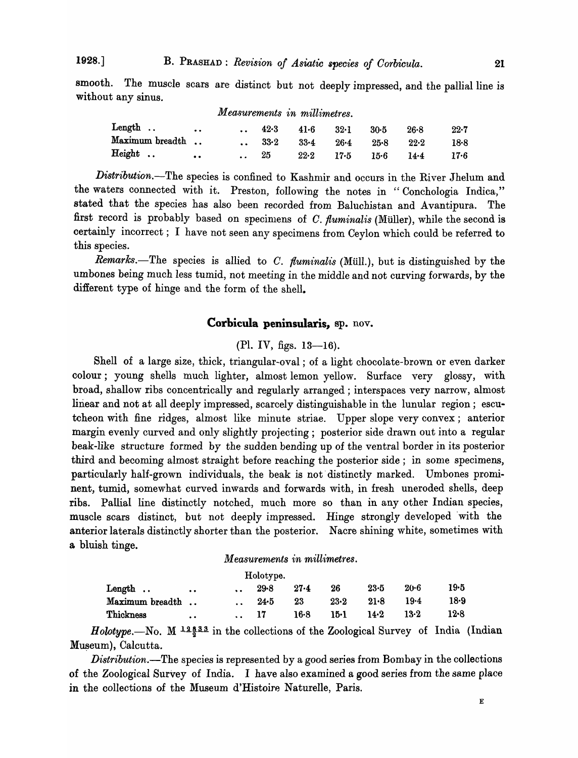smooth. The muscle scars are distinct but not deeply impressed, and the pallial line is without any sinus.

*Measurements in millimetres.*

| | | | | | | |
|---|---|---|---|---|---|---|
| Length .. | 42·3 | 41·6 | 32·1 | 30·5 | 26·8 | 22·7 |
| Maximum breadth .. | 33·2 | 33·4 | 26·4 | 25·8 | 22·2 | 18·8 |
| Height .. | 25 | 22·2 | 17·5 | 15·6 | 14·4 | 17·6 |

*Distribution*.—The species is confined to Kashmir and occurs in the River Jhelum and the waters connected with it. Preston, following the notes in "Conchologia Indica," stated that the species has also been recorded from Baluchistan and Avantipura. The first record is probably based on specimens of *C. fluminalis* (Müller), while the second is certainly incorrect; I have not seen any specimens from Ceylon which could be referred to this species.

*Remarks*.—The species is allied to *C. fluminalis* (Müll.), but is distinguished by the umbones being much less tumid, not meeting in the middle and not curving forwards, by the different type of hinge and the form of the shell.

## Corbicula peninsularis, sp. nov.

(Pl. IV, figs. 13—16).

Shell of a large size, thick, triangular-oval; of a light chocolate-brown or even darker colour; young shells much lighter, almost lemon yellow. Surface very glossy, with broad, shallow ribs concentrically and regularly arranged; interspaces very narrow, almost linear and not at all deeply impressed, scarcely distinguishable in the lunular region; escutcheon with fine ridges, almost like minute striae. Upper slope very convex; anterior margin evenly curved and only slightly projecting; posterior side drawn out into a regular beak-like structure formed by the sudden bending up of the ventral border in its posterior third and becoming almost straight before reaching the posterior side; in some specimens, particularly half-grown individuals, the beak is not distinctly marked. Umbones prominent, tumid, somewhat curved inwards and forwards with, in fresh uneroded shells, deep ribs. Pallial line distinctly notched, much more so than in any other Indian species, muscle scars distinct, but not deeply impressed. Hinge strongly developed with the anterior laterals distinctly shorter than the posterior. Nacre shining white, sometimes with a bluish tinge.

*Measurements in millimetres.*

| | Holotype. | | | | | |
|---|---|---|---|---|---|---|
| Length .. | 29·8 | 27·4 | 26 | 23·5 | 20·6 | 19·5 |
| Maximum breadth .. | 24·5 | 23 | 23·2 | 21·8 | 19·4 | 18·9 |
| Thickness .. | 17 | 16·8 | 15·1 | 14·2 | 13·2 | 12·8 |

*Holotype*.—No. M $\frac{12833}{2}$ in the collections of the Zoological Survey of India (Indian Museum), Calcutta.

*Distribution*.—The species is represented by a good series from Bombay in the collections of the Zoological Survey of India. I have also examined a good series from the same place in the collections of the Museum d'Histoire Naturelle, Paris.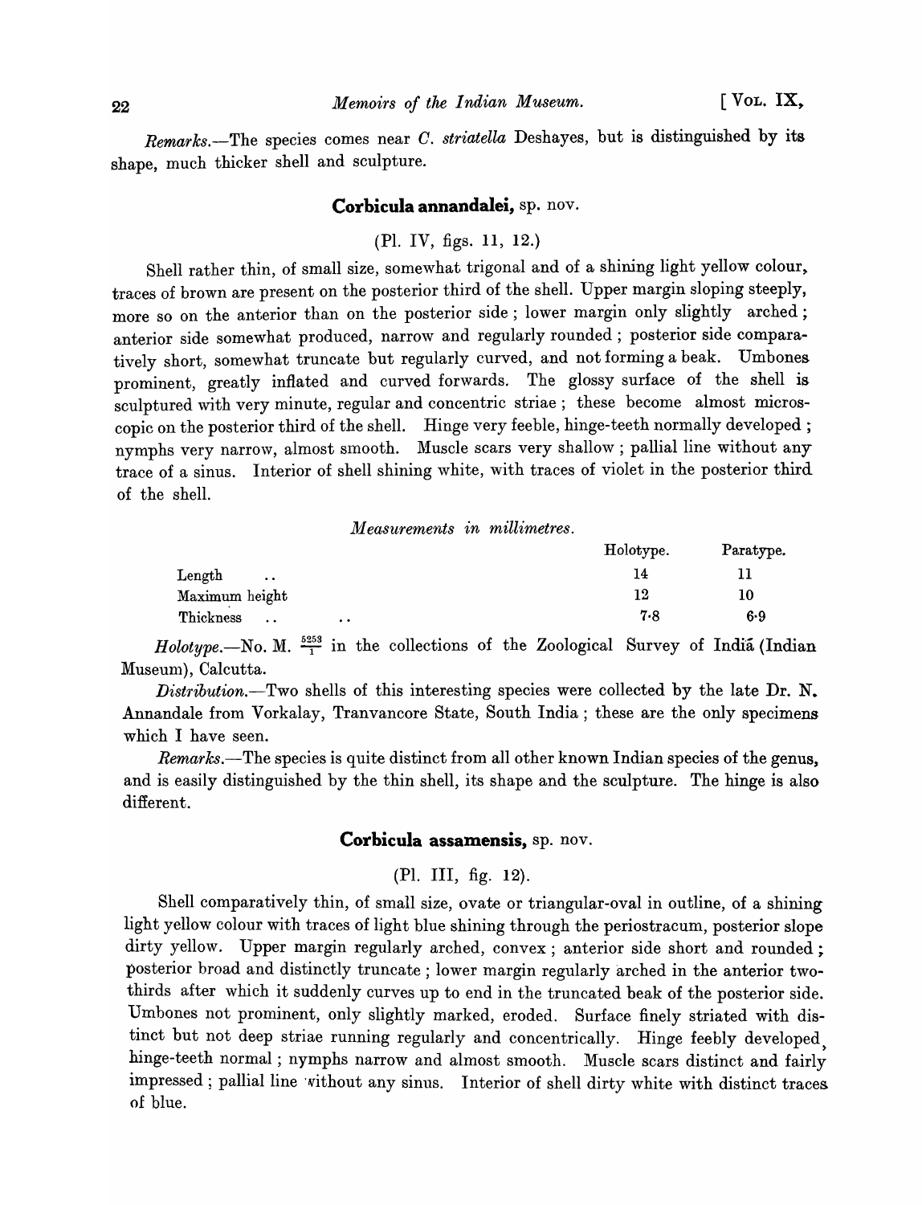*Remarks.*—The species comes near *C. striatella* Deshayes, but is distinguished by its shape, much thicker shell and sculpture.

## Corbicula annandalei, sp. nov.

(Pl. IV, figs. 11, 12.)

Shell rather thin, of small size, somewhat trigonal and of a shining light yellow colour, traces of brown are present on the posterior third of the shell. Upper margin sloping steeply, more so on the anterior than on the posterior side; lower margin only slightly arched; anterior side somewhat produced, narrow and regularly rounded; posterior side comparatively short, somewhat truncate but regularly curved, and not forming a beak. Umbones prominent, greatly inflated and curved forwards. The glossy surface of the shell is sculptured with very minute, regular and concentric striae; these become almost microscopic on the posterior third of the shell. Hinge very feeble, hinge-teeth normally developed; nymphs very narrow, almost smooth. Muscle scars very shallow; pallial line without any trace of a sinus. Interior of shell shining white, with traces of violet in the posterior third of the shell.

*Measurements in millimetres.*

| | Holotype. | Paratype. |
|---|---|---|
| Length .. | 14 | 11 |
| Maximum height | 12 | 10 |
| Thickness .. .. | 7·8 | 6·9 |

*Holotype.*—No. M. $\frac{5253}{1}$ in the collections of the Zoological Survey of Indiá (Indian Museum), Calcutta.

*Distribution.*—Two shells of this interesting species were collected by the late Dr. N. Annandale from Vorkalay, Tranvancore State, South India; these are the only specimens which I have seen.

*Remarks.*—The species is quite distinct from all other known Indian species of the genus, and is easily distinguished by the thin shell, its shape and the sculpture. The hinge is also different.

## Corbicula assamensis, sp. nov.

(Pl. III, fig. 12).

Shell comparatively thin, of small size, ovate or triangular-oval in outline, of a shining light yellow colour with traces of light blue shining through the periostracum, posterior slope dirty yellow. Upper margin regularly arched, convex; anterior side short and rounded; posterior broad and distinctly truncate; lower margin regularly arched in the anterior two-thirds after which it suddenly curves up to end in the truncated beak of the posterior side. Umbones not prominent, only slightly marked, eroded. Surface finely striated with distinct but not deep striae running regularly and concentrically. Hinge feebly developed, hinge-teeth normal; nymphs narrow and almost smooth. Muscle scars distinct and fairly impressed; pallial line without any sinus. Interior of shell dirty white with distinct traces of blue.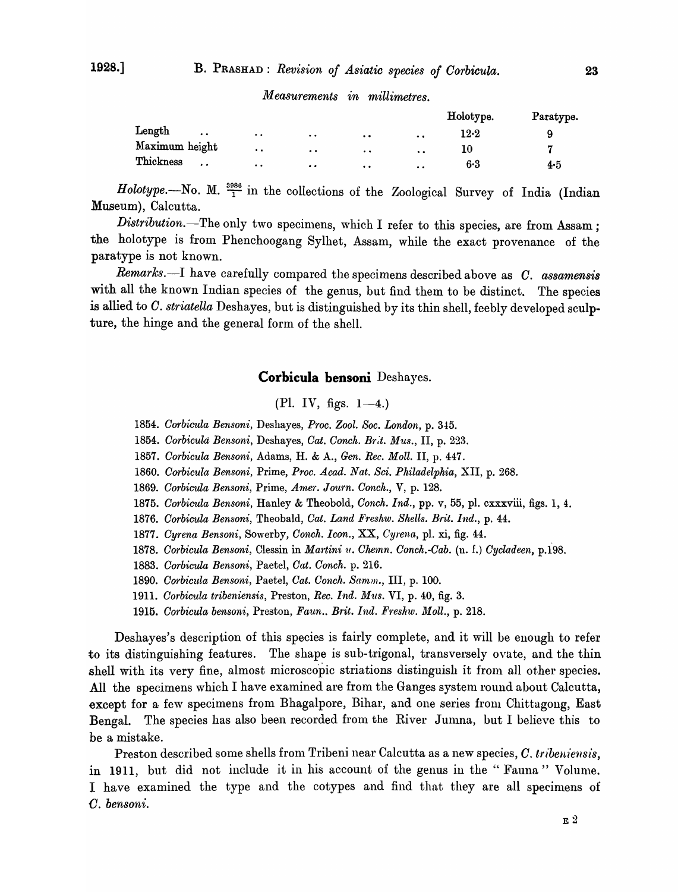*Measurements in millimetres.*

| | Holotype. | Paratype. |
|---|---|---|
| Length | 12·2 | 9 |
| Maximum height | 10 | 7 |
| Thickness | 6·3 | 4·5 |

*Holotype.*—No. M. $\frac{3986}{1}$ in the collections of the Zoological Survey of India (Indian Museum), Calcutta.

*Distribution.*—The only two specimens, which I refer to this species, are from Assam; the holotype is from Phenchoogang Sylhet, Assam, while the exact provenance of the paratype is not known.

*Remarks.*—I have carefully compared the specimens described above as *C. assamensis* with all the known Indian species of the genus, but find them to be distinct. The species is allied to *C. striatella* Deshayes, but is distinguished by its thin shell, feebly developed sculpture, the hinge and the general form of the shell.

## Corbicula bensoni Deshayes.

(Pl. IV, figs. 1—4.)

1854. *Corbicula Bensoni*, Deshayes, *Proc. Zool. Soc. London*, p. 345.
1854. *Corbicula Bensoni*, Deshayes, *Cat. Conch. Brit. Mus.*, II, p. 223.
1857. *Corbicula Bensoni*, Adams, H. & A., *Gen. Rec. Moll.* II, p. 447.
1860. *Corbicula Bensoni*, Prime, *Proc. Acad. Nat. Sci. Philadelphia*, XII, p. 268.
1869. *Corbicula Bensoni*, Prime, *Amer. Journ. Conch.*, V, p. 128.
1875. *Corbicula Bensoni*, Hanley & Theobold, *Conch. Ind.*, pp. v, 55, pl. cxxxviii, figs. 1, 4.
1876. *Corbicula Bensoni*, Theobald, *Cat. Land Freshw. Shells. Brit. Ind.*, p. 44.
1877. *Cyrena Bensoni*, Sowerby, *Conch. Icon.*, XX, *Cyrena*, pl. xi, fig. 44.
1878. *Corbicula Bensoni*, Clessin in *Martini u. Chemn. Conch.-Cab.* (n. f.) *Cycladeen*, p.198.
1883. *Corbicula Bensoni*, Paetel, *Cat. Conch.* p. 216.
1890. *Corbicula Bensoni*, Paetel, *Cat. Conch. Samm.*, III, p. 100.
1911. *Corbicula tribeniensis*, Preston, *Rec. Ind. Mus.* VI, p. 40, fig. 3.
1915. *Corbicula bensoni*, Preston, *Faun.. Brit. Ind. Freshw. Moll.*, p. 218.

Deshayes's description of this species is fairly complete, and it will be enough to refer to its distinguishing features. The shape is sub-trigonal, transversely ovate, and the thin shell with its very fine, almost microscopic striations distinguish it from all other species. All the specimens which I have examined are from the Ganges system round about Calcutta, except for a few specimens from Bhagalpore, Bihar, and one series from Chittagong, East Bengal. The species has also been recorded from the River Jumna, but I believe this to be a mistake.

Preston described some shells from Tribeni near Calcutta as a new species, *C. tribeniensis*, in 1911, but did not include it in his account of the genus in the "Fauna" Volume. I have examined the type and the cotypes and find that they are all specimens of *C. bensoni*.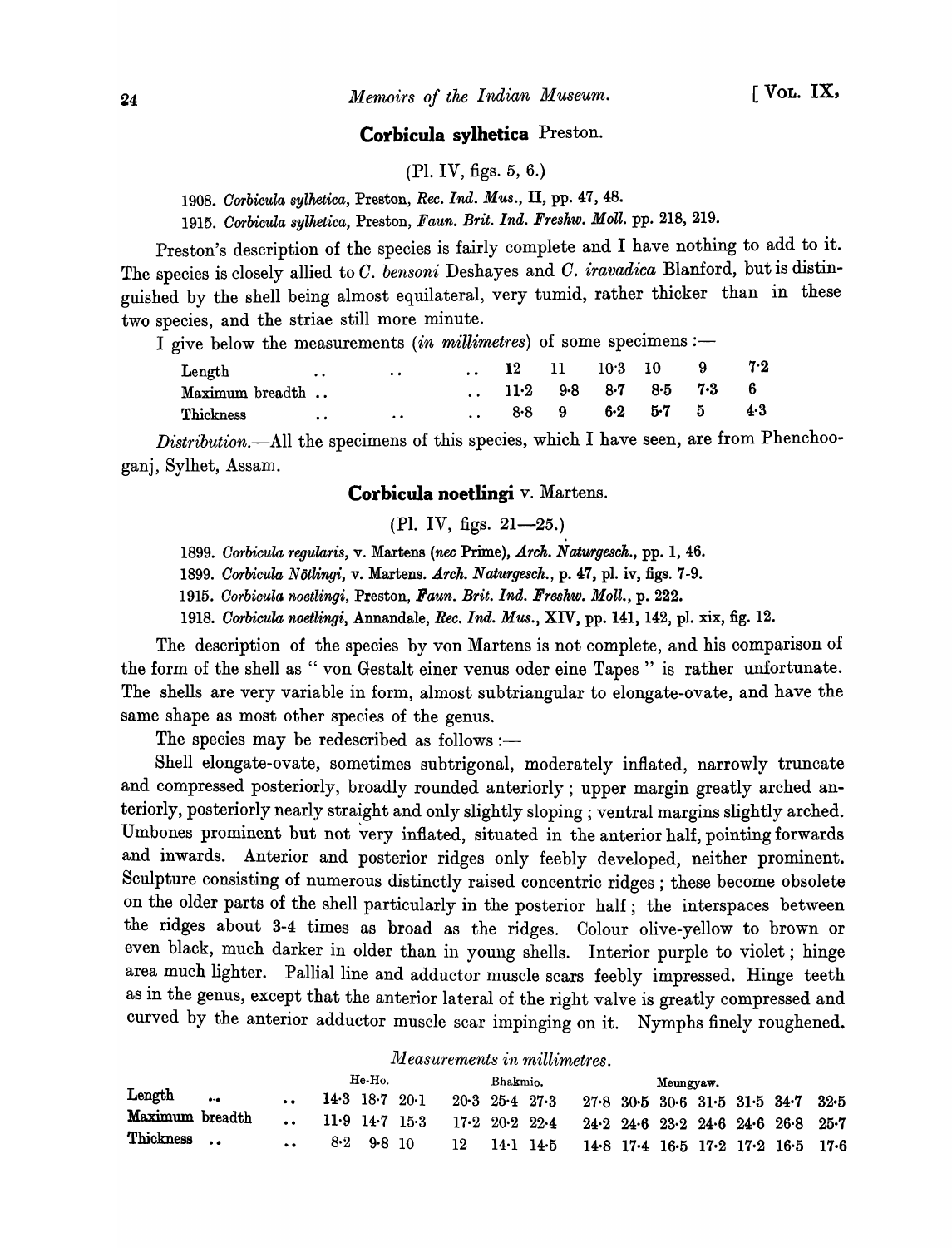## Corbicula sylhetica Preston.

(Pl. IV, figs. 5, 6.)

1908. *Corbicula sylhetica*, Preston, *Rec. Ind. Mus.*, II, pp. 47, 48.

1915. *Corbicula sylhetica*, Preston, *Faun. Brit. Ind. Freshw. Moll.* pp. 218, 219.

Preston's description of the species is fairly complete and I have nothing to add to it. The species is closely allied to *C. bensoni* Deshayes and *C. iravadica* Blanford, but is distinguished by the shell being almost equilateral, very tumid, rather thicker than in these two species, and the striae still more minute.

I give below the measurements (*in millimetres*) of some specimens :—

| | | | | | | |
|---|---|---|---|---|---|---|
| Length .. .. .. | 12 | 11 | 10·3 | 10 | 9 | 7·2 |
| Maximum breadth .. .. | 11·2 | 9·8 | 8·7 | 8·5 | 7·3 | 6 |
| Thickness .. .. .. | 8·8 | 9 | 6·2 | 5·7 | 5 | 4·3 |

*Distribution.*—All the specimens of this species, which I have seen, are from Phenchooganj, Sylhet, Assam.

## Corbicula noetlingi v. Martens.

(Pl. IV, figs. 21—25.)

1899. *Corbicula regularis*, v. Martens (*nec* Prime), *Arch. Naturgesch.*, pp. 1, 46.

1899. *Corbicula Nötlingi*, v. Martens. *Arch. Naturgesch.*, p. 47, pl. iv, figs. 7-9.

1915. *Corbicula noetlingi*, Preston, *Faun. Brit. Ind. Freshw. Moll.*, p. 222.

1918. *Corbicula noetlingi*, Annandale, *Rec. Ind. Mus.*, XIV, pp. 141, 142, pl. xix, fig. 12.

The description of the species by von Martens is not complete, and his comparison of the form of the shell as " von Gestalt einer venus oder eine Tapes " is rather unfortunate. The shells are very variable in form, almost subtriangular to elongate-ovate, and have the same shape as most other species of the genus.

The species may be redescribed as follows :—

Shell elongate-ovate, sometimes subtrigonal, moderately inflated, narrowly truncate and compressed posteriorly, broadly rounded anteriorly ; upper margin greatly arched anteriorly, posteriorly nearly straight and only slightly sloping ; ventral margins slightly arched. Umbones prominent but not very inflated, situated in the anterior half, pointing forwards and inwards. Anterior and posterior ridges only feebly developed, neither prominent. Sculpture consisting of numerous distinctly raised concentric ridges ; these become obsolete on the older parts of the shell particularly in the posterior half ; the interspaces between the ridges about 3-4 times as broad as the ridges. Colour olive-yellow to brown or even black, much darker in older than in young shells. Interior purple to violet ; hinge area much lighter. Pallial line and adductor muscle scars feebly impressed. Hinge teeth as in the genus, except that the anterior lateral of the right valve is greatly compressed and curved by the anterior adductor muscle scar impinging on it. Nymphs finely roughened.

*Measurements in millimetres.*

| | He-Ho. | | | Bhakmio. | | | Meungyaw. | | | | | | |
|---|---|---|---|---|---|---|---|---|---|---|---|---|---|
| Length .. .. | 14·3 | 18·7 | 20·1 | 20·3 | 25·4 | 27·3 | 27·8 | 30·5 | 30·6 | 31·5 | 31·5 | 34·7 | 32·5 |
| Maximum breadth .. | 11·9 | 14·7 | 15·3 | 17·2 | 20·2 | 22·4 | 24·2 | 24·6 | 23·2 | 24·6 | 24·6 | 26·8 | 25·7 |
| Thickness .. .. | 8·2 | 9·8 | 10 | 12 | 14·1 | 14·5 | 14·8 | 17·4 | 16·5 | 17·2 | 17·2 | 16·5 | 17·6 |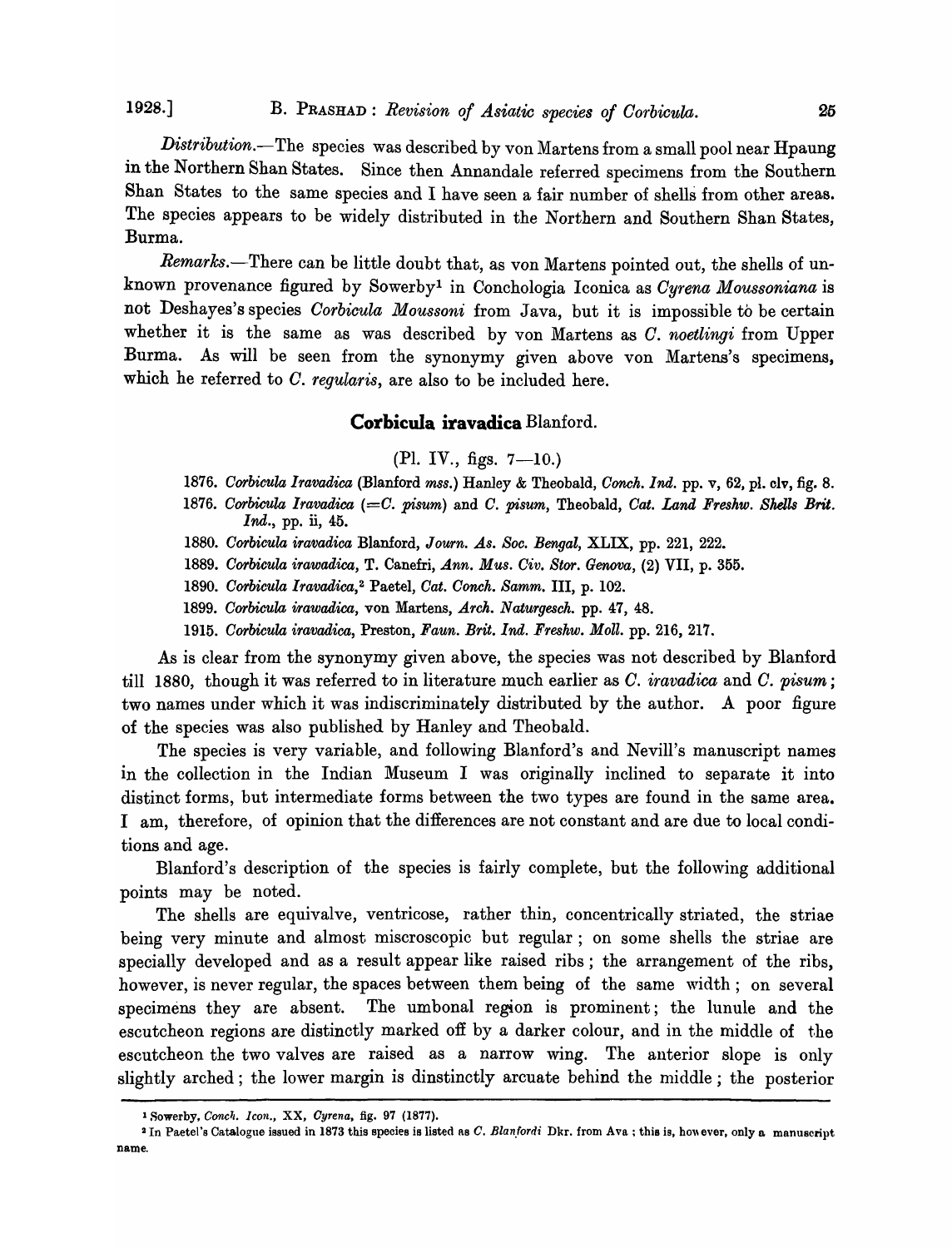*Distribution*.—The species was described by von Martens from a small pool near Hpaung in the Northern Shan States. Since then Annandale referred specimens from the Southern Shan States to the same species and I have seen a fair number of shells from other areas. The species appears to be widely distributed in the Northern and Southern Shan States, Burma.

*Remarks*.—There can be little doubt that, as von Martens pointed out, the shells of unknown provenance figured by Sowerby[1] in Conchologia Iconica as *Cyrena Moussoniana* is not Deshayes's species *Corbicula Moussoni* from Java, but it is impossible to be certain whether it is the same as was described by von Martens as *C. noetlingi* from Upper Burma. As will be seen from the synonymy given above von Martens's specimens, which he referred to *C. regularis*, are also to be included here.

## Corbicula iravadica Blanford.

(Pl. IV., figs. 7—10.)

1876. *Corbicula Iravadica* (Blanford *mss.*) Hanley & Theobald, *Conch. Ind.* pp. v, 62, pl. clv, fig. 8.

1876. *Corbicula Iravadica* (=*C. pisum*) and *C. pisum*, Theobald, *Cat. Land Freshw. Shells Brit. Ind.*, pp. ii, 45.

1880. *Corbicula iravadica* Blanford, *Journ. As. Soc. Bengal*, XLIX, pp. 221, 222.

1889. *Corbicula irawadica*, T. Canefri, *Ann. Mus. Civ. Stor. Genova*, (2) VII, p. 355.

1890. *Corbicula Iravadica*,[2] Paetel, *Cat. Conch. Samm.* III, p. 102.

1899. *Corbicula irawadica*, von Martens, *Arch. Naturgesch.* pp. 47, 48.

1915. *Corbicula iravadica*, Preston, *Faun. Brit. Ind. Freshw. Moll.* pp. 216, 217.

As is clear from the synonymy given above, the species was not described by Blanford till 1880, though it was referred to in literature much earlier as *C. iravadica* and *C. pisum*; two names under which it was indiscriminately distributed by the author. A poor figure of the species was also published by Hanley and Theobald.

The species is very variable, and following Blanford's and Nevill's manuscript names in the collection in the Indian Museum I was originally inclined to separate it into distinct forms, but intermediate forms between the two types are found in the same area. I am, therefore, of opinion that the differences are not constant and are due to local conditions and age.

Blanford's description of the species is fairly complete, but the following additional points may be noted.

The shells are equivalve, ventricose, rather thin, concentrically striated, the striae being very minute and almost miscroscopic but regular; on some shells the striae are specially developed and as a result appear like raised ribs; the arrangement of the ribs, however, is never regular, the spaces between them being of the same width; on several specimens they are absent. The umbonal region is prominent; the lunule and the escutcheon regions are distinctly marked off by a darker colour, and in the middle of the escutcheon the two valves are raised as a narrow wing. The anterior slope is only slightly arched; the lower margin is dinstinctly arcuate behind the middle; the posterior

---

[1] Sowerby, *Conch. Icon.*, XX, *Cyrena*, fig. 97 (1877).

[2] In Paetel's Catalogue issued in 1873 this species is listed as *C. Blanfordi* Dkr. from Ava; this is, however, only a manuscript name.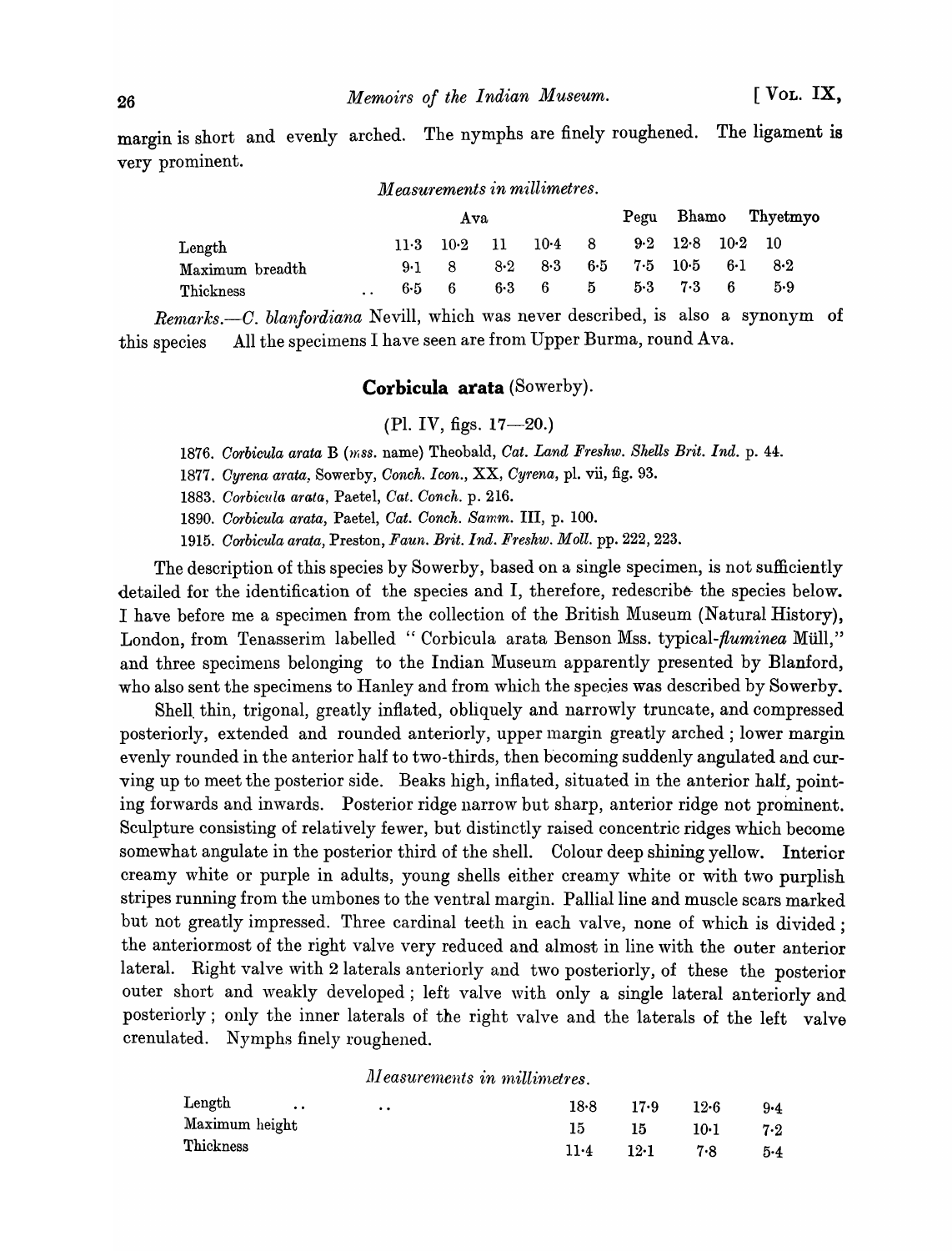margin is short and evenly arched. The nymphs are finely roughened. The ligament is very prominent.

*Measurements in millimetres.*

| | Ava | | | | | Pegu | Bhamo | | Thyetmyo |
|---|---|---|---|---|---|---|---|---|---|
| Length | 11·3 | 10·2 | 11 | 10·4 | 8 | 9·2 | 12·8 | 10·2 | 10 |
| Maximum breadth | 9·1 | 8 | 8·2 | 8·3 | 6·5 | 7·5 | 10·5 | 6·1 | 8·2 |
| Thickness .. | 6·5 | 6 | 6·3 | 6 | 5 | 5·3 | 7·3 | 6 | 5·9 |

*Remarks.*—*C. blanfordiana* Nevill, which was never described, is also a synonym of this species All the specimens I have seen are from Upper Burma, round Ava.

## **Corbicula arata** (Sowerby).

(Pl. IV, figs. 17—20.)

1876. *Corbicula arata* B (*mss.* name) Theobald, *Cat. Land Freshw. Shells Brit. Ind.* p. 44.

1877. *Cyrena arata*, Sowerby, *Conch. Icon.*, XX, *Cyrena*, pl. vii, fig. 93.

1883. *Corbicula arata*, Paetel, *Cat. Conch.* p. 216.

1890. *Corbicula arata*, Paetel, *Cat. Conch. Samm.* III, p. 100.

1915. *Corbicula arata*, Preston, *Faun. Brit. Ind. Freshw. Moll.* pp. 222, 223.

The description of this species by Sowerby, based on a single specimen, is not sufficiently detailed for the identification of the species and I, therefore, redescribe the species below. I have before me a specimen from the collection of the British Museum (Natural History), London, from Tenasserim labelled "Corbicula arata Benson Mss. typical-*fluminea* Müll," and three specimens belonging to the Indian Museum apparently presented by Blanford, who also sent the specimens to Hanley and from which the species was described by Sowerby.

Shell thin, trigonal, greatly inflated, obliquely and narrowly truncate, and compressed posteriorly, extended and rounded anteriorly, upper margin greatly arched; lower margin evenly rounded in the anterior half to two-thirds, then becoming suddenly angulated and curving up to meet the posterior side. Beaks high, inflated, situated in the anterior half, pointing forwards and inwards. Posterior ridge narrow but sharp, anterior ridge not prominent. Sculpture consisting of relatively fewer, but distinctly raised concentric ridges which become somewhat angulate in the posterior third of the shell. Colour deep shining yellow. Interior creamy white or purple in adults, young shells either creamy white or with two purplish stripes running from the umbones to the ventral margin. Pallial line and muscle scars marked but not greatly impressed. Three cardinal teeth in each valve, none of which is divided; the anteriormost of the right valve very reduced and almost in line with the outer anterior lateral. Right valve with 2 laterals anteriorly and two posteriorly, of these the posterior outer short and weakly developed; left valve with only a single lateral anteriorly and posteriorly; only the inner laterals of the right valve and the laterals of the left valve crenulated. Nymphs finely roughened.

*Measurements in millimetres.*

| | | | | |
|---|---|---|---|---|
| Length .. .. | 18·8 | 17·9 | 12·6 | 9·4 |
| Maximum height | 15 | 15 | 10·1 | 7·2 |
| Thickness | 11·4 | 12·1 | 7·8 | 5·4 |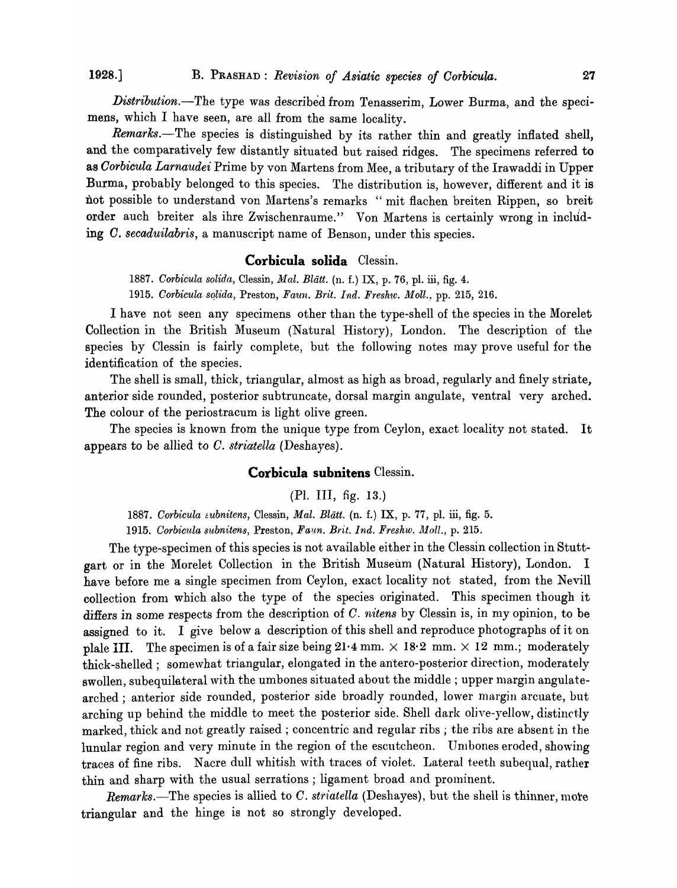*Distribution.*—The type was described from Tenasserim, Lower Burma, and the specimens, which I have seen, are all from the same locality.

*Remarks.*—The species is distinguished by its rather thin and greatly inflated shell, and the comparatively few distantly situated but raised ridges. The specimens referred to as *Corbicula Larnaudei* Prime by von Martens from Mee, a tributary of the Irawaddi in Upper Burma, probably belonged to this species. The distribution is, however, different and it is not possible to understand von Martens's remarks "mit flachen breiten Rippen, so breit order auch breiter als ihre Zwischenraume." Von Martens is certainly wrong in including *C. secaduilabris*, a manuscript name of Benson, under this species.

## Corbicula solida Clessin.

1887. *Corbicula solida*, Clessin, *Mal. Blätt.* (n. f.) IX, p. 76, pl. iii, fig. 4.
1915. *Corbicula solida*, Preston, *Faun. Brit. Ind. Freshw. Moll.*, pp. 215, 216.

I have not seen any specimens other than the type-shell of the species in the Morelet Collection in the British Museum (Natural History), London. The description of the species by Clessin is fairly complete, but the following notes may prove useful for the identification of the species.

The shell is small, thick, triangular, almost as high as broad, regularly and finely striate, anterior side rounded, posterior subtruncate, dorsal margin angulate, ventral very arched. The colour of the periostracum is light olive green.

The species is known from the unique type from Ceylon, exact locality not stated. It appears to be allied to *C. striatella* (Deshayes).

## Corbicula subnitens Clessin.

(Pl. III, fig. 13.)

1887. *Corbicula subnitens*, Clessin, *Mal. Blätt.* (n. f.) IX, p. 77, pl. iii, fig. 5.
1915. *Corbicula subnitens*, Preston, *Faun. Brit. Ind. Freshw. Moll.*, p. 215.

The type-specimen of this species is not available either in the Clessin collection in Stuttgart or in the Morelet Collection in the British Museum (Natural History), London. I have before me a single specimen from Ceylon, exact locality not stated, from the Nevill collection from which also the type of the species originated. This specimen though it differs in some respects from the description of *C. nitens* by Clessin is, in my opinion, to be assigned to it. I give below a description of this shell and reproduce photographs of it on plale III. The specimen is of a fair size being 21·4 mm. × 18·2 mm. × 12 mm.; moderately thick-shelled ; somewhat triangular, elongated in the antero-posterior direction, moderately swollen, subequilateral with the umbones situated about the middle ; upper margin angulate-arched ; anterior side rounded, posterior side broadly rounded, lower margin arcuate, but arching up behind the middle to meet the posterior side. Shell dark olive-yellow, distinctly marked, thick and not greatly raised ; concentric and regular ribs ; the ribs are absent in the lunular region and very minute in the region of the escutcheon. Umbones eroded, showing traces of fine ribs. Nacre dull whitish with traces of violet. Lateral teeth subequal, rather thin and sharp with the usual serrations ; ligament broad and prominent.

*Remarks.*—The species is allied to *C. striatella* (Deshayes), but the shell is thinner, more triangular and the hinge is not so strongly developed.